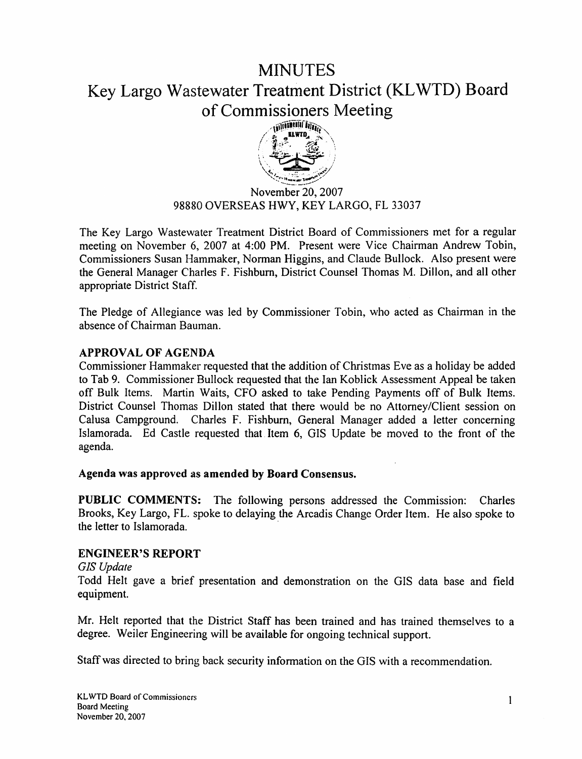# MINUTES

# Key Largo Wastewater Treatment District (KLWTD) Board of Commissioners Meeting

November 20, 2007
98880 OVERSEAS HWY, KEY LARGO, FL 33037

The Key Largo Wastewater Treatment District Board of Commissioners met for a regular meeting on November 6, 2007 at 4:00 PM. Present were Vice Chairman Andrew Tobin, Commissioners Susan Hammaker, Norman Higgins, and Claude Bullock. Also present were the General Manager Charles F. Fishburn, District Counsel Thomas M. Dillon, and all other appropriate District Staff.

The Pledge of Allegiance was led by Commissioner Tobin, who acted as Chairman in the absence of Chairman Bauman.

## APPROVAL OF AGENDA

Commissioner Hammaker requested that the addition of Christmas Eve as a holiday be added to Tab 9. Commissioner Bullock requested that the Ian Koblick Assessment Appeal be taken off Bulk Items. Martin Waits, CFO asked to take Pending Payments off of Bulk Items. District Counsel Thomas Dillon stated that there would be no Attorney/Client session on Calusa Campground. Charles F. Fishburn, General Manager added a letter concerning Islamorada. Ed Castle requested that Item 6, GIS Update be moved to the front of the agenda.

**Agenda was approved as amended by Board Consensus.**

**PUBLIC COMMENTS:** The following persons addressed the Commission: Charles Brooks, Key Largo, FL. spoke to delaying the Arcadis Change Order Item. He also spoke to the letter to Islamorada.

## ENGINEER'S REPORT

*GIS Update*

Todd Helt gave a brief presentation and demonstration on the GIS data base and field equipment.

Mr. Helt reported that the District Staff has been trained and has trained themselves to a degree. Weiler Engineering will be available for ongoing technical support.

Staff was directed to bring back security information on the GIS with a recommendation.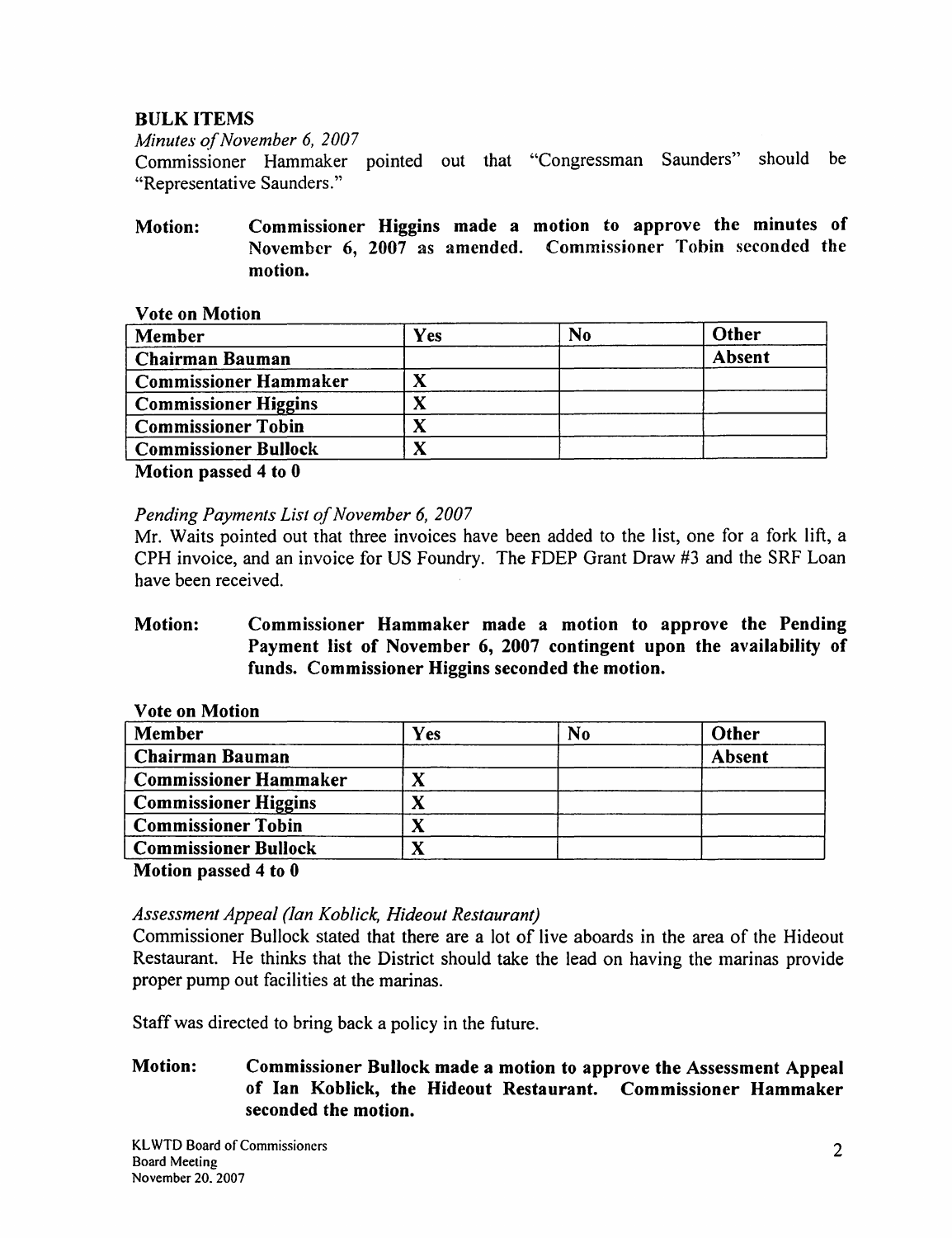## BULK ITEMS

*Minutes of November 6, 2007*

Commissioner Hammaker pointed out that "Congressman Saunders" should be "Representative Saunders."

**Motion: Commissioner Higgins made a motion to approve the minutes of November 6, 2007 as amended. Commissioner Tobin seconded the motion.**

**Vote on Motion**

| Member | Yes | No | Other |
|---|---|---|---|
| Chairman Bauman | | | Absent |
| Commissioner Hammaker | X | | |
| Commissioner Higgins | X | | |
| Commissioner Tobin | X | | |
| Commissioner Bullock | X | | |

**Motion passed 4 to 0**

*Pending Payments List of November 6, 2007*

Mr. Waits pointed out that three invoices have been added to the list, one for a fork lift, a CPH invoice, and an invoice for US Foundry. The FDEP Grant Draw #3 and the SRF Loan have been received.

**Motion: Commissioner Hammaker made a motion to approve the Pending Payment list of November 6, 2007 contingent upon the availability of funds. Commissioner Higgins seconded the motion.**

**Vote on Motion**

| Member | Yes | No | Other |
|---|---|---|---|
| Chairman Bauman | | | Absent |
| Commissioner Hammaker | X | | |
| Commissioner Higgins | X | | |
| Commissioner Tobin | X | | |
| Commissioner Bullock | X | | |

**Motion passed 4 to 0**

*Assessment Appeal (Ian Koblick, Hideout Restaurant)*

Commissioner Bullock stated that there are a lot of live aboards in the area of the Hideout Restaurant. He thinks that the District should take the lead on having the marinas provide proper pump out facilities at the marinas.

Staff was directed to bring back a policy in the future.

**Motion: Commissioner Bullock made a motion to approve the Assessment Appeal of Ian Koblick, the Hideout Restaurant. Commissioner Hammaker seconded the motion.**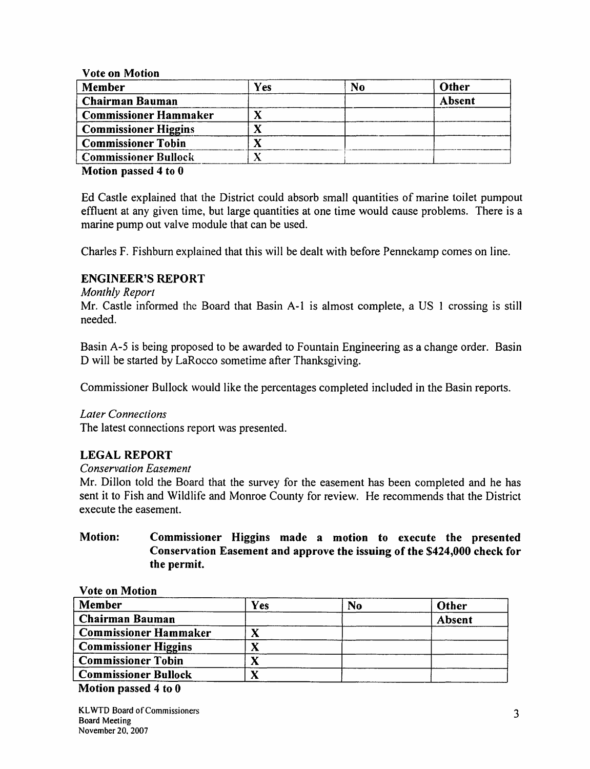Vote on Motion

| Member | Yes | No | Other |
|---|---|---|---|
| Chairman Bauman | | | Absent |
| Commissioner Hammaker | X | | |
| Commissioner Higgins | X | | |
| Commissioner Tobin | X | | |
| Commissioner Bullock | X | | |

**Motion passed 4 to 0**

Ed Castle explained that the District could absorb small quantities of marine toilet pumpout effluent at any given time, but large quantities at one time would cause problems. There is a marine pump out valve module that can be used.

Charles F. Fishburn explained that this will be dealt with before Pennekamp comes on line.

## ENGINEER'S REPORT

*Monthly Report*

Mr. Castle informed the Board that Basin A-1 is almost complete, a US 1 crossing is still needed.

Basin A-5 is being proposed to be awarded to Fountain Engineering as a change order. Basin D will be started by LaRocco sometime after Thanksgiving.

Commissioner Bullock would like the percentages completed included in the Basin reports.

*Later Connections*

The latest connections report was presented.

## LEGAL REPORT

*Conservation Easement*

Mr. Dillon told the Board that the survey for the easement has been completed and he has sent it to Fish and Wildlife and Monroe County for review. He recommends that the District execute the easement.

**Motion: Commissioner Higgins made a motion to execute the presented Conservation Easement and approve the issuing of the $424,000 check for the permit.**

Vote on Motion

| Member | Yes | No | Other |
|---|---|---|---|
| Chairman Bauman | | | Absent |
| Commissioner Hammaker | X | | |
| Commissioner Higgins | X | | |
| Commissioner Tobin | X | | |
| Commissioner Bullock | X | | |

**Motion passed 4 to 0**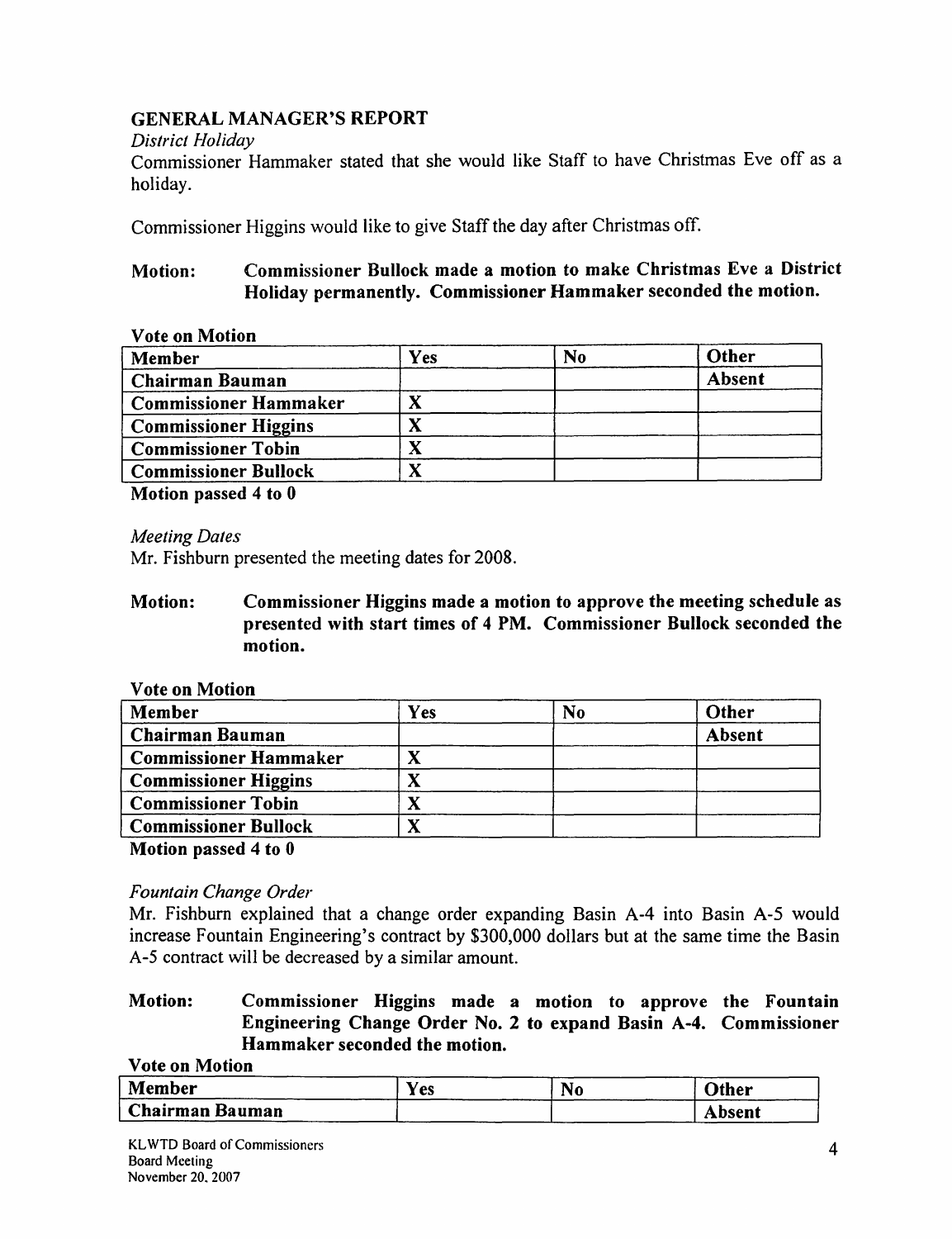## GENERAL MANAGER'S REPORT

*District Holiday*

Commissioner Hammaker stated that she would like Staff to have Christmas Eve off as a holiday.

Commissioner Higgins would like to give Staff the day after Christmas off.

**Motion: Commissioner Bullock made a motion to make Christmas Eve a District Holiday permanently. Commissioner Hammaker seconded the motion.**

**Vote on Motion**

| Member | Yes | No | Other |
|---|---|---|---|
| **Chairman Bauman** | | | **Absent** |
| **Commissioner Hammaker** | X | | |
| **Commissioner Higgins** | X | | |
| **Commissioner Tobin** | X | | |
| **Commissioner Bullock** | X | | |

**Motion passed 4 to 0**

*Meeting Dates*

Mr. Fishburn presented the meeting dates for 2008.

**Motion: Commissioner Higgins made a motion to approve the meeting schedule as presented with start times of 4 PM. Commissioner Bullock seconded the motion.**

**Vote on Motion**

| Member | Yes | No | Other |
|---|---|---|---|
| **Chairman Bauman** | | | **Absent** |
| **Commissioner Hammaker** | X | | |
| **Commissioner Higgins** | X | | |
| **Commissioner Tobin** | X | | |
| **Commissioner Bullock** | X | | |

**Motion passed 4 to 0**

*Fountain Change Order*

Mr. Fishburn explained that a change order expanding Basin A-4 into Basin A-5 would increase Fountain Engineering's contract by $300,000 dollars but at the same time the Basin A-5 contract will be decreased by a similar amount.

**Motion: Commissioner Higgins made a motion to approve the Fountain Engineering Change Order No. 2 to expand Basin A-4. Commissioner Hammaker seconded the motion.**

**Vote on Motion**

| Member | Yes | No | Other |
|---|---|---|---|
| **Chairman Bauman** | | | **Absent** |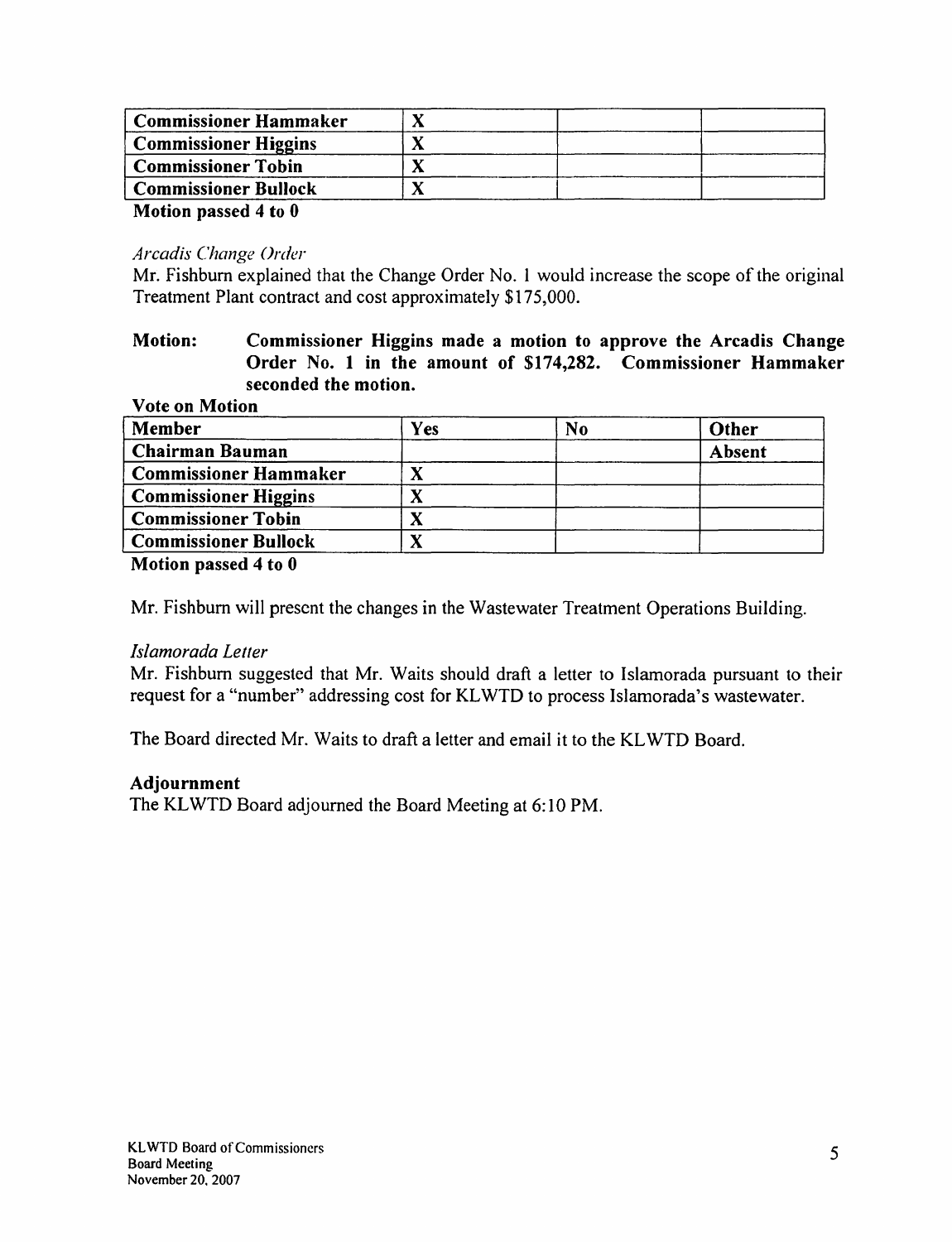| | | | |
|---|---|---|---|
| Commissioner Hammaker | X | | |
| Commissioner Higgins | X | | |
| Commissioner Tobin | X | | |
| Commissioner Bullock | X | | |

**Motion passed 4 to 0**

*Arcadis Change Order*

Mr. Fishburn explained that the Change Order No. 1 would increase the scope of the original Treatment Plant contract and cost approximately $175,000.

**Motion: Commissioner Higgins made a motion to approve the Arcadis Change Order No. 1 in the amount of $174,282. Commissioner Hammaker seconded the motion.**

**Vote on Motion**

| Member | Yes | No | Other |
|---|---|---|---|
| Chairman Bauman | | | Absent |
| Commissioner Hammaker | X | | |
| Commissioner Higgins | X | | |
| Commissioner Tobin | X | | |
| Commissioner Bullock | X | | |

**Motion passed 4 to 0**

Mr. Fishburn will present the changes in the Wastewater Treatment Operations Building.

*Islamorada Letter*

Mr. Fishburn suggested that Mr. Waits should draft a letter to Islamorada pursuant to their request for a "number" addressing cost for KLWTD to process Islamorada's wastewater.

The Board directed Mr. Waits to draft a letter and email it to the KLWTD Board.

**Adjournment**

The KLWTD Board adjourned the Board Meeting at 6:10 PM.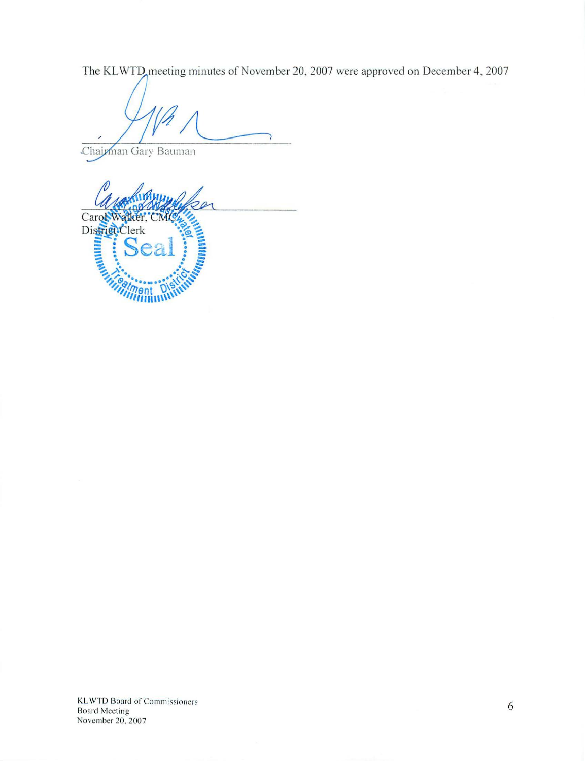The KLWTD meeting minutes of November 20, 2007 were approved on December 4, 2007

Chairman Gary Bauman

Carol Walker, CMC
District Clerk